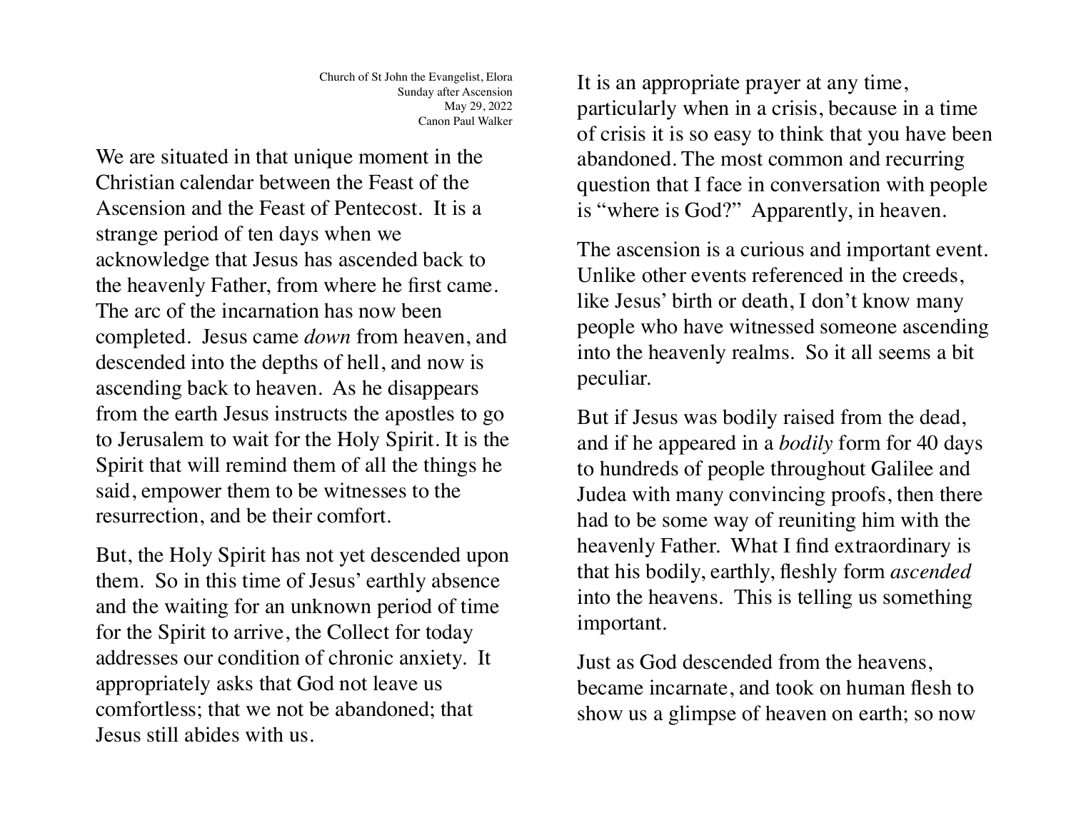Church of St John the Evangelist, Elora
Sunday after Ascension
May 29, 2022
Canon Paul Walker

We are situated in that unique moment in the Christian calendar between the Feast of the Ascension and the Feast of Pentecost. It is a strange period of ten days when we acknowledge that Jesus has ascended back to the heavenly Father, from where he first came. The arc of the incarnation has now been completed. Jesus came *down* from heaven, and descended into the depths of hell, and now is ascending back to heaven. As he disappears from the earth Jesus instructs the apostles to go to Jerusalem to wait for the Holy Spirit. It is the Spirit that will remind them of all the things he said, empower them to be witnesses to the resurrection, and be their comfort.

But, the Holy Spirit has not yet descended upon them. So in this time of Jesus' earthly absence and the waiting for an unknown period of time for the Spirit to arrive, the Collect for today addresses our condition of chronic anxiety. It appropriately asks that God not leave us comfortless; that we not be abandoned; that Jesus still abides with us.

It is an appropriate prayer at any time, particularly when in a crisis, because in a time of crisis it is so easy to think that you have been abandoned. The most common and recurring question that I face in conversation with people is "where is God?" Apparently, in heaven.

The ascension is a curious and important event. Unlike other events referenced in the creeds, like Jesus' birth or death, I don't know many people who have witnessed someone ascending into the heavenly realms. So it all seems a bit peculiar.

But if Jesus was bodily raised from the dead, and if he appeared in a *bodily* form for 40 days to hundreds of people throughout Galilee and Judea with many convincing proofs, then there had to be some way of reuniting him with the heavenly Father. What I find extraordinary is that his bodily, earthly, fleshly form *ascended* into the heavens. This is telling us something important.

Just as God descended from the heavens, became incarnate, and took on human flesh to show us a glimpse of heaven on earth; so now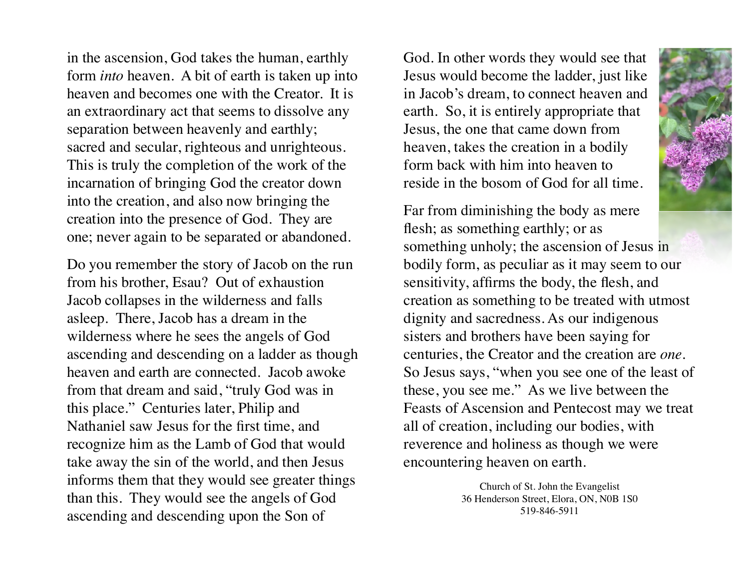in the ascension, God takes the human, earthly form *into* heaven. A bit of earth is taken up into heaven and becomes one with the Creator. It is an extraordinary act that seems to dissolve any separation between heavenly and earthly; sacred and secular, righteous and unrighteous. This is truly the completion of the work of the incarnation of bringing God the creator down into the creation, and also now bringing the creation into the presence of God. They are one; never again to be separated or abandoned.

Do you remember the story of Jacob on the run from his brother, Esau? Out of exhaustion Jacob collapses in the wilderness and falls asleep. There, Jacob has a dream in the wilderness where he sees the angels of God ascending and descending on a ladder as though heaven and earth are connected. Jacob awoke from that dream and said, "truly God was in this place." Centuries later, Philip and Nathaniel saw Jesus for the first time, and recognize him as the Lamb of God that would take away the sin of the world, and then Jesus informs them that they would see greater things than this. They would see the angels of God ascending and descending upon the Son of God. In other words they would see that Jesus would become the ladder, just like in Jacob's dream, to connect heaven and earth. So, it is entirely appropriate that Jesus, the one that came down from heaven, takes the creation in a bodily form back with him into heaven to reside in the bosom of God for all time.

Far from diminishing the body as mere flesh; as something earthly; or as something unholy; the ascension of Jesus in bodily form, as peculiar as it may seem to our sensitivity, affirms the body, the flesh, and creation as something to be treated with utmost dignity and sacredness. As our indigenous sisters and brothers have been saying for centuries, the Creator and the creation are *one*. So Jesus says, "when you see one of the least of these, you see me." As we live between the Feasts of Ascension and Pentecost may we treat all of creation, including our bodies, with reverence and holiness as though we were encountering heaven on earth.

Church of St. John the Evangelist
36 Henderson Street, Elora, ON, N0B 1S0
519-846-5911